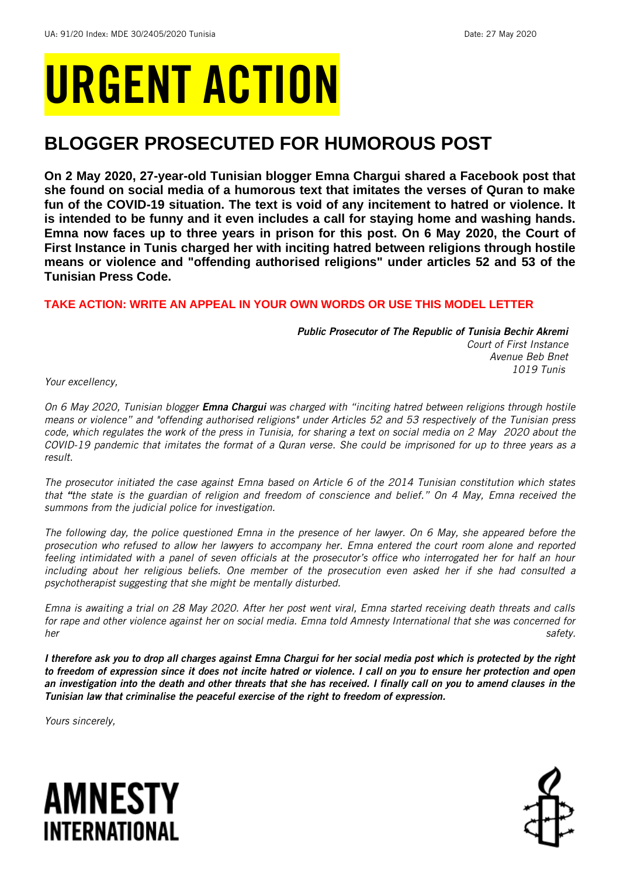UA: 91/20 Index: MDE 30/2405/2020 Tunisia Date: 27 May 2020

# URGENT ACTION

## BLOGGER PROSECUTED FOR HUMOROUS POST

**On 2 May 2020, 27-year-old Tunisian blogger Emna Chargui shared a Facebook post that she found on social media of a humorous text that imitates the verses of Quran to make fun of the COVID-19 situation. The text is void of any incitement to hatred or violence. It is intended to be funny and it even includes a call for staying home and washing hands. Emna now faces up to three years in prison for this post. On 6 May 2020, the Court of First Instance in Tunis charged her with inciting hatred between religions through hostile means or violence and "offending authorised religions" under articles 52 and 53 of the Tunisian Press Code.**

**TAKE ACTION: WRITE AN APPEAL IN YOUR OWN WORDS OR USE THIS MODEL LETTER**

***Public Prosecutor of The Republic of Tunisia Bechir Akremi***
*Court of First Instance*
*Avenue Beb Bnet*
*1019 Tunis*

*Your excellency,*

*On 6 May 2020, Tunisian blogger **Emna Chargui** was charged with "inciting hatred between religions through hostile means or violence" and "offending authorised religions" under Articles 52 and 53 respectively of the Tunisian press code, which regulates the work of the press in Tunisia, for sharing a text on social media on 2 May 2020 about the COVID-19 pandemic that imitates the format of a Quran verse. She could be imprisoned for up to three years as a result.*

*The prosecutor initiated the case against Emna based on Article 6 of the 2014 Tunisian constitution which states that "the state is the guardian of religion and freedom of conscience and belief." On 4 May, Emna received the summons from the judicial police for investigation.*

*The following day, the police questioned Emna in the presence of her lawyer. On 6 May, she appeared before the prosecution who refused to allow her lawyers to accompany her. Emna entered the court room alone and reported feeling intimidated with a panel of seven officials at the prosecutor's office who interrogated her for half an hour including about her religious beliefs. One member of the prosecution even asked her if she had consulted a psychotherapist suggesting that she might be mentally disturbed.*

*Emna is awaiting a trial on 28 May 2020. After her post went viral, Emna started receiving death threats and calls for rape and other violence against her on social media. Emna told Amnesty International that she was concerned for her safety.*

***I therefore ask you to drop all charges against Emna Chargui for her social media post which is protected by the right to freedom of expression since it does not incite hatred or violence. I call on you to ensure her protection and open an investigation into the death and other threats that she has received. I finally call on you to amend clauses in the Tunisian law that criminalise the peaceful exercise of the right to freedom of expression.***

*Yours sincerely,*

AMNESTY INTERNATIONAL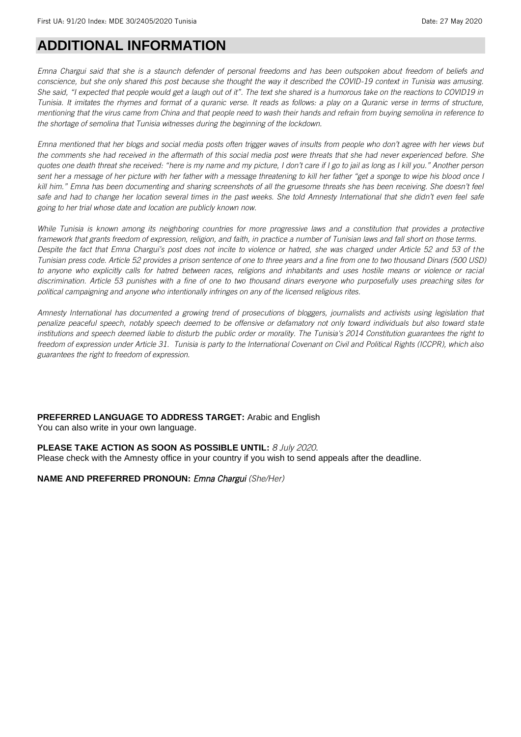# ADDITIONAL INFORMATION

*Emna Chargui said that she is a staunch defender of personal freedoms and has been outspoken about freedom of beliefs and conscience, but she only shared this post because she thought the way it described the COVID-19 context in Tunisia was amusing. She said, "I expected that people would get a laugh out of it". The text she shared is a humorous take on the reactions to COVID19 in Tunisia. It imitates the rhymes and format of a quranic verse. It reads as follows: a play on a Quranic verse in terms of structure, mentioning that the virus came from China and that people need to wash their hands and refrain from buying semolina in reference to the shortage of semolina that Tunisia witnesses during the beginning of the lockdown.*

*Emna mentioned that her blogs and social media posts often trigger waves of insults from people who don't agree with her views but the comments she had received in the aftermath of this social media post were threats that she had never experienced before. She quotes one death threat she received: "here is my name and my picture, I don't care if I go to jail as long as I kill you." Another person sent her a message of her picture with her father with a message threatening to kill her father "get a sponge to wipe his blood once I kill him." Emna has been documenting and sharing screenshots of all the gruesome threats she has been receiving. She doesn't feel safe and had to change her location several times in the past weeks. She told Amnesty International that she didn't even feel safe going to her trial whose date and location are publicly known now.*

*While Tunisia is known among its neighboring countries for more progressive laws and a constitution that provides a protective framework that grants freedom of expression, religion, and faith, in practice a number of Tunisian laws and fall short on those terms. Despite the fact that Emna Chargui's post does not incite to violence or hatred, she was charged under Article 52 and 53 of the Tunisian press code. Article 52 provides a prison sentence of one to three years and a fine from one to two thousand Dinars (500 USD) to anyone who explicitly calls for hatred between races, religions and inhabitants and uses hostile means or violence or racial discrimination. Article 53 punishes with a fine of one to two thousand dinars everyone who purposefully uses preaching sites for political campaigning and anyone who intentionally infringes on any of the licensed religious rites.*

*Amnesty International has documented a growing trend of prosecutions of bloggers, journalists and activists using legislation that penalize peaceful speech, notably speech deemed to be offensive or defamatory not only toward individuals but also toward state institutions and speech deemed liable to disturb the public order or morality. The Tunisia's 2014 Constitution guarantees the right to freedom of expression under Article 31. Tunisia is party to the International Covenant on Civil and Political Rights (ICCPR), which also guarantees the right to freedom of expression.*

**PREFERRED LANGUAGE TO ADDRESS TARGET:** Arabic and English
You can also write in your own language.

**PLEASE TAKE ACTION AS SOON AS POSSIBLE UNTIL:** *8 July 2020*.
Please check with the Amnesty office in your country if you wish to send appeals after the deadline.

**NAME AND PREFERRED PRONOUN:** *Emna Chargui (She/Her)*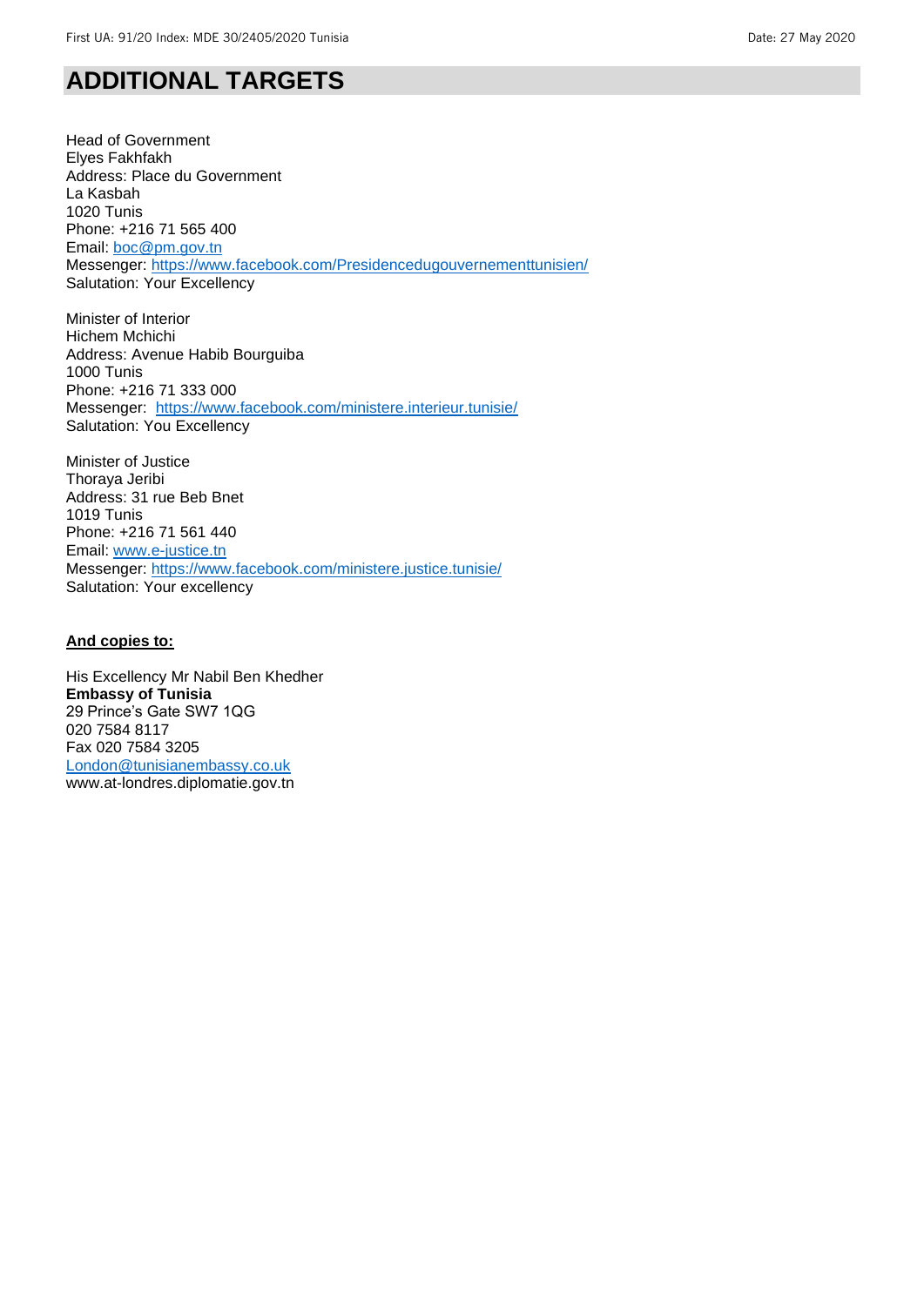# ADDITIONAL TARGETS

Head of Government
Elyes Fakhfakh
Address: Place du Government
La Kasbah
1020 Tunis
Phone: +216 71 565 400
Email: boc@pm.gov.tn
Messenger: https://www.facebook.com/Presidencedugouvernementtunisien/
Salutation: Your Excellency

Minister of Interior
Hichem Mchichi
Address: Avenue Habib Bourguiba
1000 Tunis
Phone: +216 71 333 000
Messenger: https://www.facebook.com/ministere.interieur.tunisie/
Salutation: You Excellency

Minister of Justice
Thoraya Jeribi
Address: 31 rue Beb Bnet
1019 Tunis
Phone: +216 71 561 440
Email: www.e-justice.tn
Messenger: https://www.facebook.com/ministere.justice.tunisie/
Salutation: Your excellency

**And copies to:**

His Excellency Mr Nabil Ben Khedher
**Embassy of Tunisia**
29 Prince's Gate SW7 1QG
020 7584 8117
Fax 020 7584 3205
London@tunisianembassy.co.uk
www.at-londres.diplomatie.gov.tn